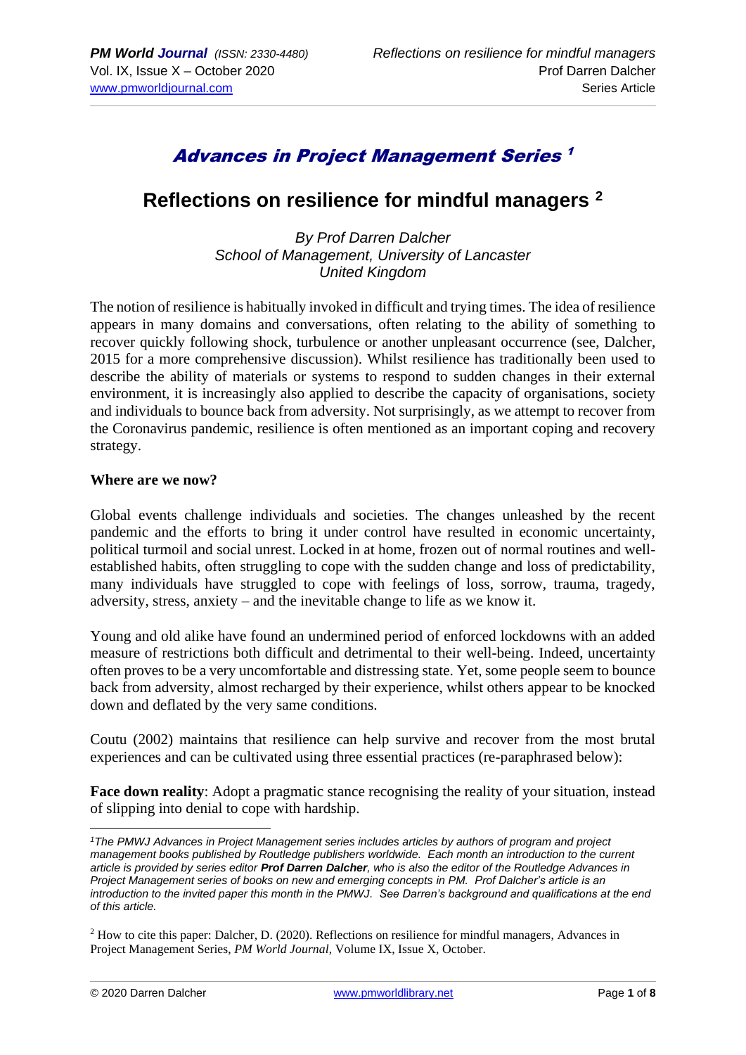# *Advances in Project Management Series* [1]

## Reflections on resilience for mindful managers [2]

*By Prof Darren Dalcher*
*School of Management, University of Lancaster*
*United Kingdom*

The notion of resilience is habitually invoked in difficult and trying times. The idea of resilience appears in many domains and conversations, often relating to the ability of something to recover quickly following shock, turbulence or another unpleasant occurrence (see, Dalcher, 2015 for a more comprehensive discussion). Whilst resilience has traditionally been used to describe the ability of materials or systems to respond to sudden changes in their external environment, it is increasingly also applied to describe the capacity of organisations, society and individuals to bounce back from adversity. Not surprisingly, as we attempt to recover from the Coronavirus pandemic, resilience is often mentioned as an important coping and recovery strategy.

**Where are we now?**

Global events challenge individuals and societies. The changes unleashed by the recent pandemic and the efforts to bring it under control have resulted in economic uncertainty, political turmoil and social unrest. Locked in at home, frozen out of normal routines and well-established habits, often struggling to cope with the sudden change and loss of predictability, many individuals have struggled to cope with feelings of loss, sorrow, trauma, tragedy, adversity, stress, anxiety – and the inevitable change to life as we know it.

Young and old alike have found an undermined period of enforced lockdowns with an added measure of restrictions both difficult and detrimental to their well-being. Indeed, uncertainty often proves to be a very uncomfortable and distressing state. Yet, some people seem to bounce back from adversity, almost recharged by their experience, whilst others appear to be knocked down and deflated by the very same conditions.

Coutu (2002) maintains that resilience can help survive and recover from the most brutal experiences and can be cultivated using three essential practices (re-paraphrased below):

**Face down reality**: Adopt a pragmatic stance recognising the reality of your situation, instead of slipping into denial to cope with hardship.

---

[1] *The PMWJ Advances in Project Management series includes articles by authors of program and project management books published by Routledge publishers worldwide. Each month an introduction to the current article is provided by series editor **Prof Darren Dalcher**, who is also the editor of the Routledge Advances in Project Management series of books on new and emerging concepts in PM. Prof Dalcher's article is an introduction to the invited paper this month in the PMWJ. See Darren's background and qualifications at the end of this article.*

[2] How to cite this paper: Dalcher, D. (2020). Reflections on resilience for mindful managers, Advances in Project Management Series, *PM World Journal*, Volume IX, Issue X, October.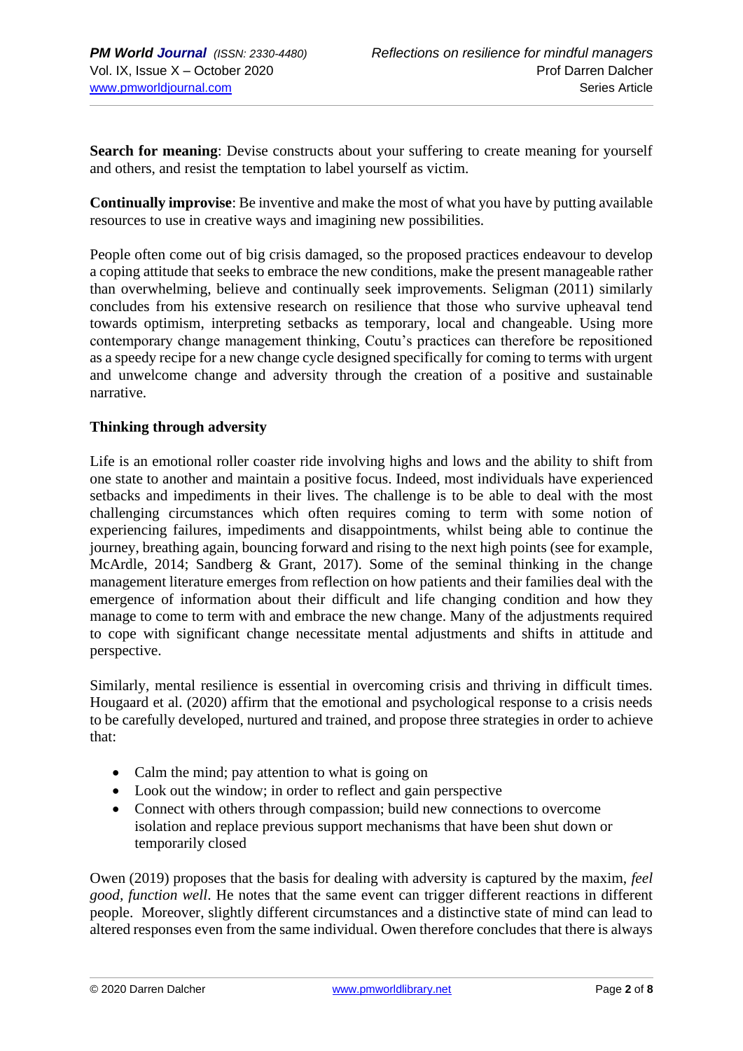**Search for meaning**: Devise constructs about your suffering to create meaning for yourself and others, and resist the temptation to label yourself as victim.

**Continually improvise**: Be inventive and make the most of what you have by putting available resources to use in creative ways and imagining new possibilities.

People often come out of big crisis damaged, so the proposed practices endeavour to develop a coping attitude that seeks to embrace the new conditions, make the present manageable rather than overwhelming, believe and continually seek improvements. Seligman (2011) similarly concludes from his extensive research on resilience that those who survive upheaval tend towards optimism, interpreting setbacks as temporary, local and changeable. Using more contemporary change management thinking, Coutu's practices can therefore be repositioned as a speedy recipe for a new change cycle designed specifically for coming to terms with urgent and unwelcome change and adversity through the creation of a positive and sustainable narrative.

**Thinking through adversity**

Life is an emotional roller coaster ride involving highs and lows and the ability to shift from one state to another and maintain a positive focus. Indeed, most individuals have experienced setbacks and impediments in their lives. The challenge is to be able to deal with the most challenging circumstances which often requires coming to term with some notion of experiencing failures, impediments and disappointments, whilst being able to continue the journey, breathing again, bouncing forward and rising to the next high points (see for example, McArdle, 2014; Sandberg & Grant, 2017). Some of the seminal thinking in the change management literature emerges from reflection on how patients and their families deal with the emergence of information about their difficult and life changing condition and how they manage to come to term with and embrace the new change. Many of the adjustments required to cope with significant change necessitate mental adjustments and shifts in attitude and perspective.

Similarly, mental resilience is essential in overcoming crisis and thriving in difficult times. Hougaard et al. (2020) affirm that the emotional and psychological response to a crisis needs to be carefully developed, nurtured and trained, and propose three strategies in order to achieve that:

- Calm the mind; pay attention to what is going on
- Look out the window; in order to reflect and gain perspective
- Connect with others through compassion; build new connections to overcome isolation and replace previous support mechanisms that have been shut down or temporarily closed

Owen (2019) proposes that the basis for dealing with adversity is captured by the maxim, *feel good, function well*. He notes that the same event can trigger different reactions in different people. Moreover, slightly different circumstances and a distinctive state of mind can lead to altered responses even from the same individual. Owen therefore concludes that there is always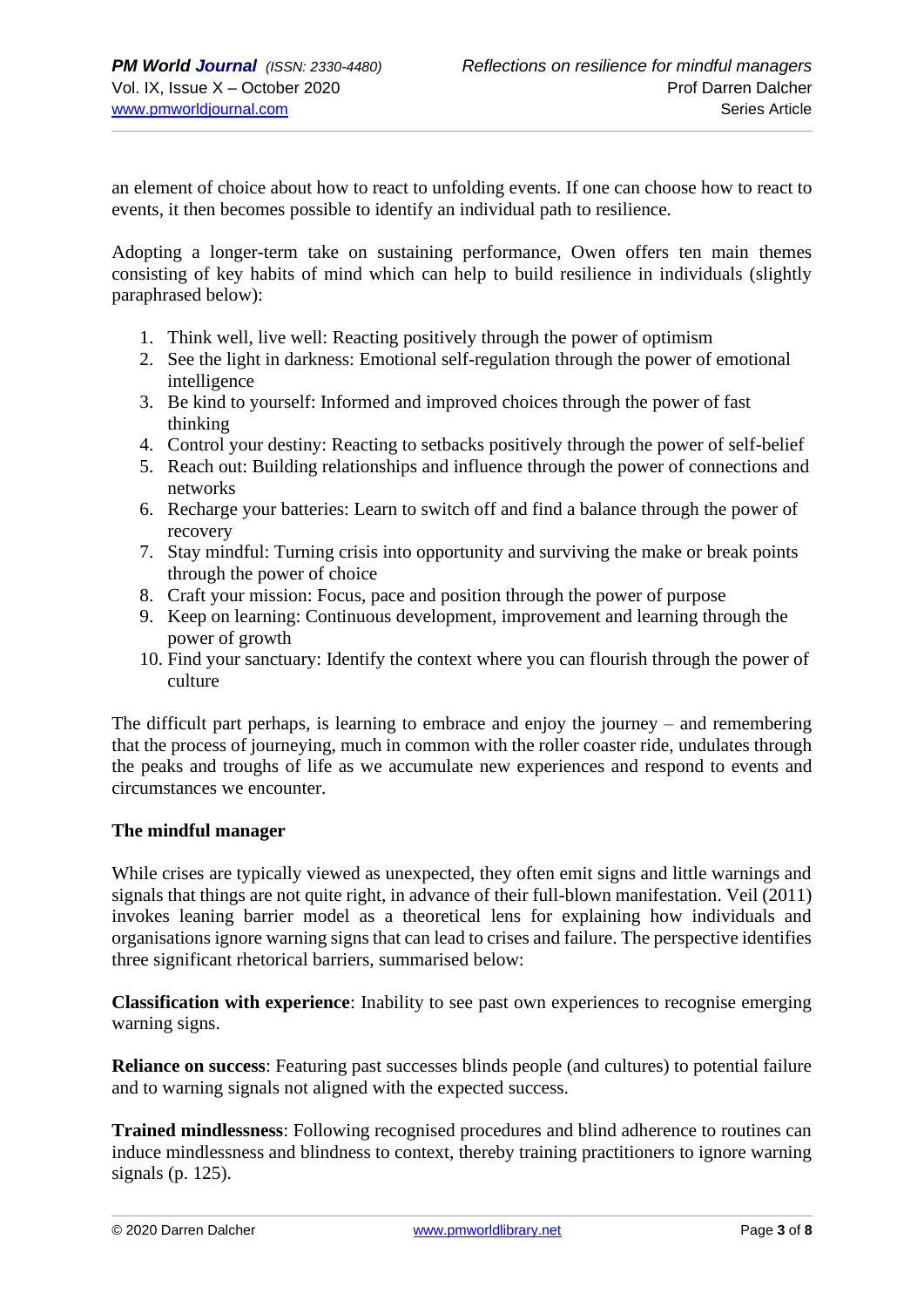an element of choice about how to react to unfolding events. If one can choose how to react to events, it then becomes possible to identify an individual path to resilience.

Adopting a longer-term take on sustaining performance, Owen offers ten main themes consisting of key habits of mind which can help to build resilience in individuals (slightly paraphrased below):

1. Think well, live well: Reacting positively through the power of optimism
2. See the light in darkness: Emotional self-regulation through the power of emotional intelligence
3. Be kind to yourself: Informed and improved choices through the power of fast thinking
4. Control your destiny: Reacting to setbacks positively through the power of self-belief
5. Reach out: Building relationships and influence through the power of connections and networks
6. Recharge your batteries: Learn to switch off and find a balance through the power of recovery
7. Stay mindful: Turning crisis into opportunity and surviving the make or break points through the power of choice
8. Craft your mission: Focus, pace and position through the power of purpose
9. Keep on learning: Continuous development, improvement and learning through the power of growth
10. Find your sanctuary: Identify the context where you can flourish through the power of culture

The difficult part perhaps, is learning to embrace and enjoy the journey – and remembering that the process of journeying, much in common with the roller coaster ride, undulates through the peaks and troughs of life as we accumulate new experiences and respond to events and circumstances we encounter.

**The mindful manager**

While crises are typically viewed as unexpected, they often emit signs and little warnings and signals that things are not quite right, in advance of their full-blown manifestation. Veil (2011) invokes leaning barrier model as a theoretical lens for explaining how individuals and organisations ignore warning signs that can lead to crises and failure. The perspective identifies three significant rhetorical barriers, summarised below:

**Classification with experience**: Inability to see past own experiences to recognise emerging warning signs.

**Reliance on success**: Featuring past successes blinds people (and cultures) to potential failure and to warning signals not aligned with the expected success.

**Trained mindlessness**: Following recognised procedures and blind adherence to routines can induce mindlessness and blindness to context, thereby training practitioners to ignore warning signals (p. 125).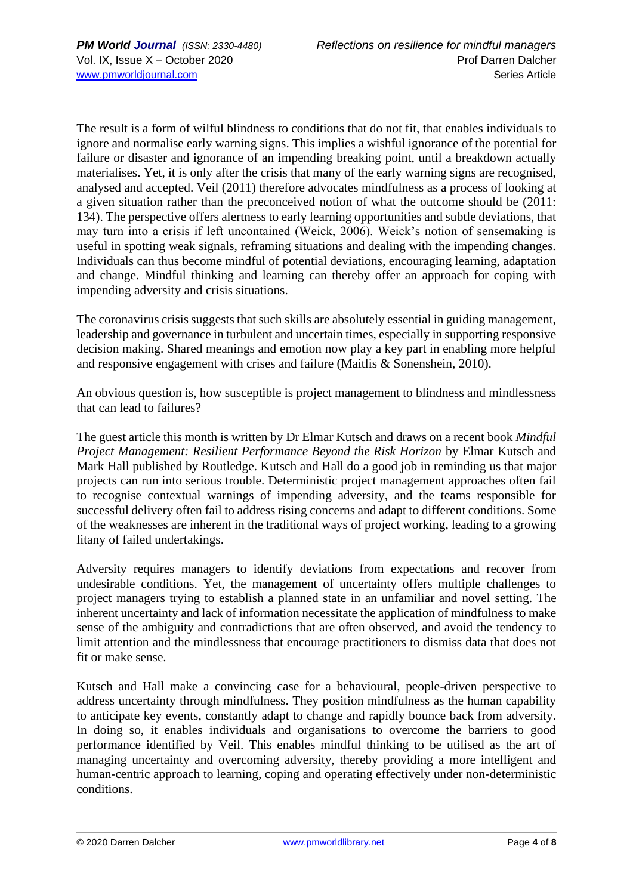The result is a form of wilful blindness to conditions that do not fit, that enables individuals to ignore and normalise early warning signs. This implies a wishful ignorance of the potential for failure or disaster and ignorance of an impending breaking point, until a breakdown actually materialises. Yet, it is only after the crisis that many of the early warning signs are recognised, analysed and accepted. Veil (2011) therefore advocates mindfulness as a process of looking at a given situation rather than the preconceived notion of what the outcome should be (2011: 134). The perspective offers alertness to early learning opportunities and subtle deviations, that may turn into a crisis if left uncontained (Weick, 2006). Weick's notion of sensemaking is useful in spotting weak signals, reframing situations and dealing with the impending changes. Individuals can thus become mindful of potential deviations, encouraging learning, adaptation and change. Mindful thinking and learning can thereby offer an approach for coping with impending adversity and crisis situations.

The coronavirus crisis suggests that such skills are absolutely essential in guiding management, leadership and governance in turbulent and uncertain times, especially in supporting responsive decision making. Shared meanings and emotion now play a key part in enabling more helpful and responsive engagement with crises and failure (Maitlis & Sonenshein, 2010).

An obvious question is, how susceptible is project management to blindness and mindlessness that can lead to failures?

The guest article this month is written by Dr Elmar Kutsch and draws on a recent book *Mindful Project Management: Resilient Performance Beyond the Risk Horizon* by Elmar Kutsch and Mark Hall published by Routledge. Kutsch and Hall do a good job in reminding us that major projects can run into serious trouble. Deterministic project management approaches often fail to recognise contextual warnings of impending adversity, and the teams responsible for successful delivery often fail to address rising concerns and adapt to different conditions. Some of the weaknesses are inherent in the traditional ways of project working, leading to a growing litany of failed undertakings.

Adversity requires managers to identify deviations from expectations and recover from undesirable conditions. Yet, the management of uncertainty offers multiple challenges to project managers trying to establish a planned state in an unfamiliar and novel setting. The inherent uncertainty and lack of information necessitate the application of mindfulness to make sense of the ambiguity and contradictions that are often observed, and avoid the tendency to limit attention and the mindlessness that encourage practitioners to dismiss data that does not fit or make sense.

Kutsch and Hall make a convincing case for a behavioural, people-driven perspective to address uncertainty through mindfulness. They position mindfulness as the human capability to anticipate key events, constantly adapt to change and rapidly bounce back from adversity. In doing so, it enables individuals and organisations to overcome the barriers to good performance identified by Veil. This enables mindful thinking to be utilised as the art of managing uncertainty and overcoming adversity, thereby providing a more intelligent and human-centric approach to learning, coping and operating effectively under non-deterministic conditions.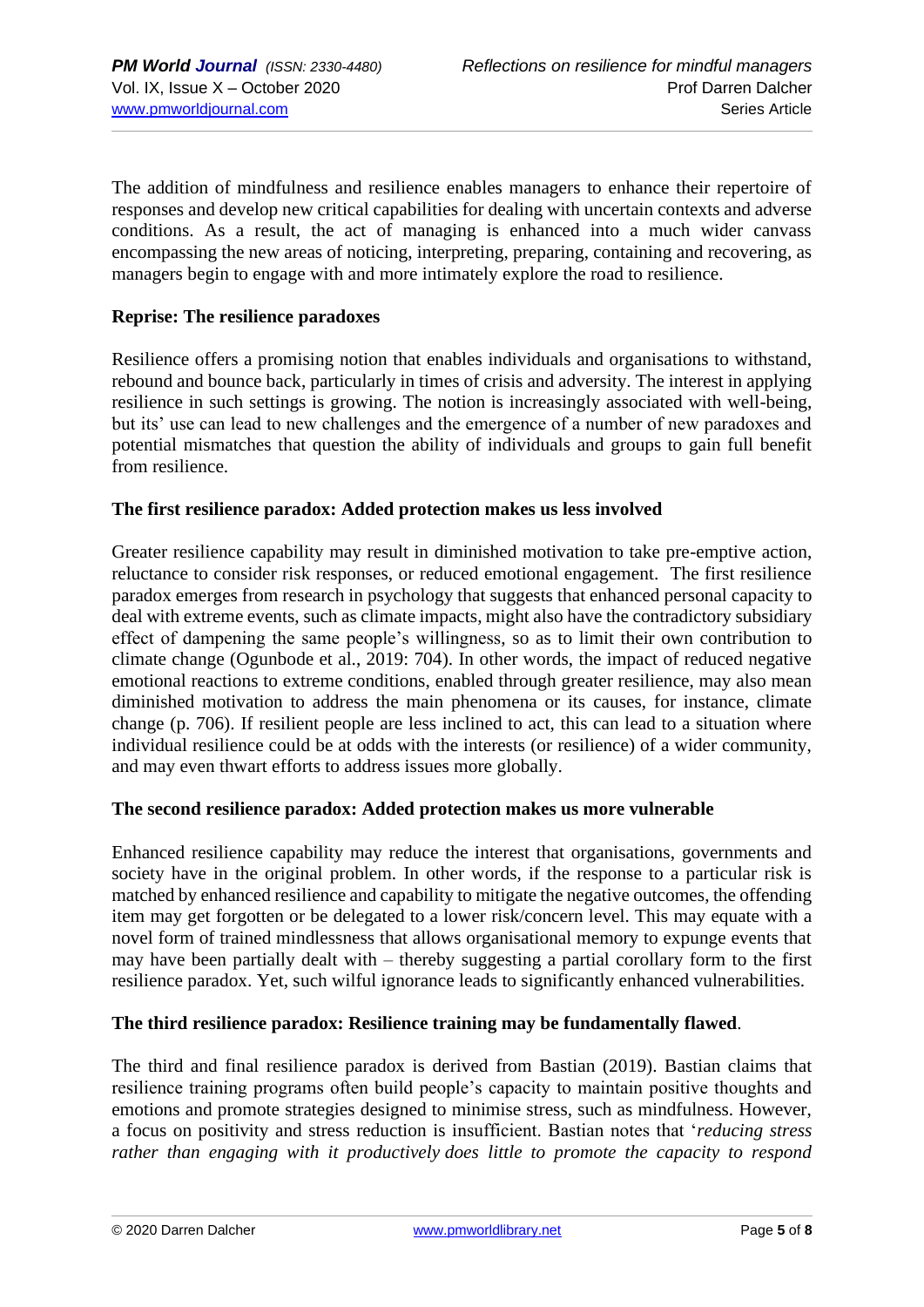The addition of mindfulness and resilience enables managers to enhance their repertoire of responses and develop new critical capabilities for dealing with uncertain contexts and adverse conditions. As a result, the act of managing is enhanced into a much wider canvass encompassing the new areas of noticing, interpreting, preparing, containing and recovering, as managers begin to engage with and more intimately explore the road to resilience.

**Reprise: The resilience paradoxes**

Resilience offers a promising notion that enables individuals and organisations to withstand, rebound and bounce back, particularly in times of crisis and adversity. The interest in applying resilience in such settings is growing. The notion is increasingly associated with well-being, but its' use can lead to new challenges and the emergence of a number of new paradoxes and potential mismatches that question the ability of individuals and groups to gain full benefit from resilience.

**The first resilience paradox: Added protection makes us less involved**

Greater resilience capability may result in diminished motivation to take pre-emptive action, reluctance to consider risk responses, or reduced emotional engagement. The first resilience paradox emerges from research in psychology that suggests that enhanced personal capacity to deal with extreme events, such as climate impacts, might also have the contradictory subsidiary effect of dampening the same people's willingness, so as to limit their own contribution to climate change (Ogunbode et al., 2019: 704). In other words, the impact of reduced negative emotional reactions to extreme conditions, enabled through greater resilience, may also mean diminished motivation to address the main phenomena or its causes, for instance, climate change (p. 706). If resilient people are less inclined to act, this can lead to a situation where individual resilience could be at odds with the interests (or resilience) of a wider community, and may even thwart efforts to address issues more globally.

**The second resilience paradox: Added protection makes us more vulnerable**

Enhanced resilience capability may reduce the interest that organisations, governments and society have in the original problem. In other words, if the response to a particular risk is matched by enhanced resilience and capability to mitigate the negative outcomes, the offending item may get forgotten or be delegated to a lower risk/concern level. This may equate with a novel form of trained mindlessness that allows organisational memory to expunge events that may have been partially dealt with – thereby suggesting a partial corollary form to the first resilience paradox. Yet, such wilful ignorance leads to significantly enhanced vulnerabilities.

**The third resilience paradox: Resilience training may be fundamentally flawed**.

The third and final resilience paradox is derived from Bastian (2019). Bastian claims that resilience training programs often build people's capacity to maintain positive thoughts and emotions and promote strategies designed to minimise stress, such as mindfulness. However, a focus on positivity and stress reduction is insufficient. Bastian notes that '*reducing stress rather than engaging with it productively does little to promote the capacity to respond*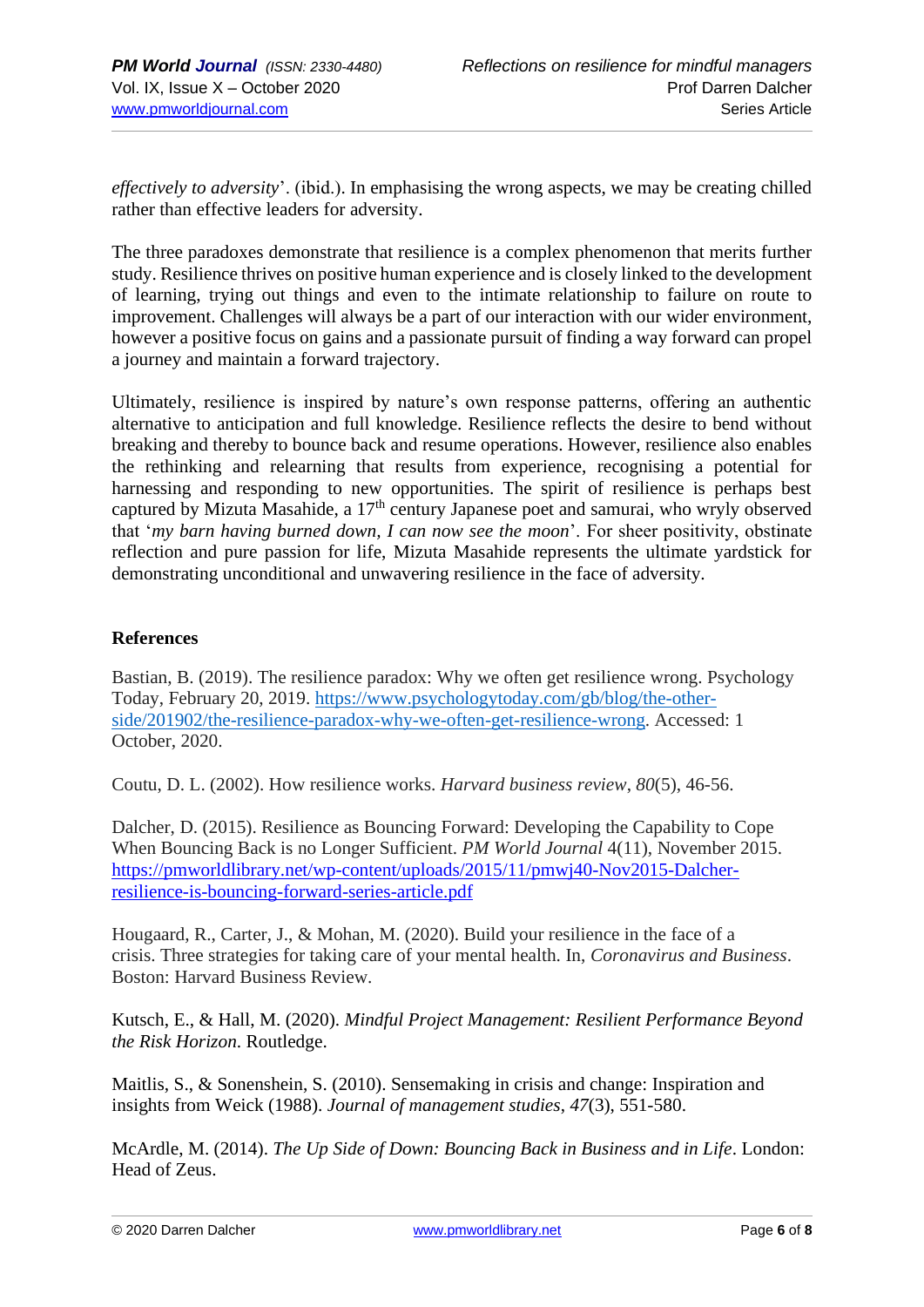*effectively to adversity*'. (ibid.). In emphasising the wrong aspects, we may be creating chilled rather than effective leaders for adversity.

The three paradoxes demonstrate that resilience is a complex phenomenon that merits further study. Resilience thrives on positive human experience and is closely linked to the development of learning, trying out things and even to the intimate relationship to failure on route to improvement. Challenges will always be a part of our interaction with our wider environment, however a positive focus on gains and a passionate pursuit of finding a way forward can propel a journey and maintain a forward trajectory.

Ultimately, resilience is inspired by nature's own response patterns, offering an authentic alternative to anticipation and full knowledge. Resilience reflects the desire to bend without breaking and thereby to bounce back and resume operations. However, resilience also enables the rethinking and relearning that results from experience, recognising a potential for harnessing and responding to new opportunities. The spirit of resilience is perhaps best captured by Mizuta Masahide, a 17th century Japanese poet and samurai, who wryly observed that '*my barn having burned down, I can now see the moon*'. For sheer positivity, obstinate reflection and pure passion for life, Mizuta Masahide represents the ultimate yardstick for demonstrating unconditional and unwavering resilience in the face of adversity.

## References

Bastian, B. (2019). The resilience paradox: Why we often get resilience wrong. Psychology Today, February 20, 2019. https://www.psychologytoday.com/gb/blog/the-other-side/201902/the-resilience-paradox-why-we-often-get-resilience-wrong. Accessed: 1 October, 2020.

Coutu, D. L. (2002). How resilience works. *Harvard business review*, *80*(5), 46-56.

Dalcher, D. (2015). Resilience as Bouncing Forward: Developing the Capability to Cope When Bouncing Back is no Longer Sufficient. *PM World Journal* 4(11), November 2015. https://pmworldlibrary.net/wp-content/uploads/2015/11/pmwj40-Nov2015-Dalcher-resilience-is-bouncing-forward-series-article.pdf

Hougaard, R., Carter, J., & Mohan, M. (2020). Build your resilience in the face of a crisis. Three strategies for taking care of your mental health. In, *Coronavirus and Business*. Boston: Harvard Business Review.

Kutsch, E., & Hall, M. (2020). *Mindful Project Management: Resilient Performance Beyond the Risk Horizon*. Routledge.

Maitlis, S., & Sonenshein, S. (2010). Sensemaking in crisis and change: Inspiration and insights from Weick (1988). *Journal of management studies*, *47*(3), 551-580.

McArdle, M. (2014). *The Up Side of Down: Bouncing Back in Business and in Life*. London: Head of Zeus.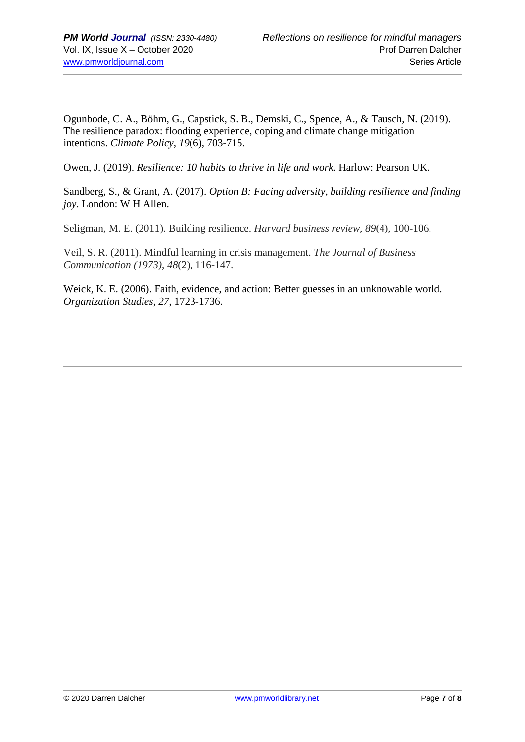Ogunbode, C. A., Böhm, G., Capstick, S. B., Demski, C., Spence, A., & Tausch, N. (2019). The resilience paradox: flooding experience, coping and climate change mitigation intentions. *Climate Policy*, *19*(6), 703-715.

Owen, J. (2019). *Resilience: 10 habits to thrive in life and work*. Harlow: Pearson UK.

Sandberg, S., & Grant, A. (2017). *Option B: Facing adversity, building resilience and finding joy*. London: W H Allen.

Seligman, M. E. (2011). Building resilience. *Harvard business review*, *89*(4), 100-106.

Veil, S. R. (2011). Mindful learning in crisis management. *The Journal of Business Communication (1973)*, *48*(2), 116-147.

Weick, K. E. (2006). Faith, evidence, and action: Better guesses in an unknowable world. *Organization Studies*, *27*, 1723-1736.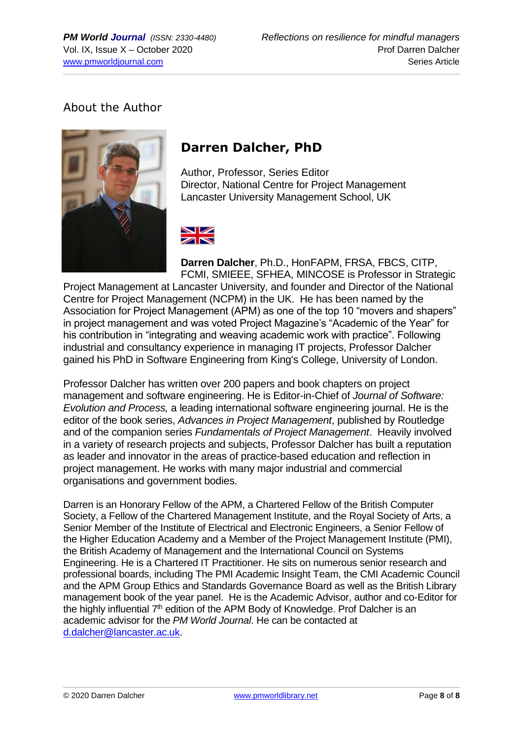## About the Author

### Darren Dalcher, PhD

Author, Professor, Series Editor
Director, National Centre for Project Management
Lancaster University Management School, UK

**Darren Dalcher**, Ph.D., HonFAPM, FRSA, FBCS, CITP, FCMI, SMIEEE, SFHEA, MINCOSE is Professor in Strategic Project Management at Lancaster University, and founder and Director of the National Centre for Project Management (NCPM) in the UK. He has been named by the Association for Project Management (APM) as one of the top 10 "movers and shapers" in project management and was voted Project Magazine's "Academic of the Year" for his contribution in "integrating and weaving academic work with practice". Following industrial and consultancy experience in managing IT projects, Professor Dalcher gained his PhD in Software Engineering from King's College, University of London.

Professor Dalcher has written over 200 papers and book chapters on project management and software engineering. He is Editor-in-Chief of *Journal of Software: Evolution and Process,* a leading international software engineering journal. He is the editor of the book series, *Advances in Project Management*, published by Routledge and of the companion series *Fundamentals of Project Management*. Heavily involved in a variety of research projects and subjects, Professor Dalcher has built a reputation as leader and innovator in the areas of practice-based education and reflection in project management. He works with many major industrial and commercial organisations and government bodies.

Darren is an Honorary Fellow of the APM, a Chartered Fellow of the British Computer Society, a Fellow of the Chartered Management Institute, and the Royal Society of Arts, a Senior Member of the Institute of Electrical and Electronic Engineers, a Senior Fellow of the Higher Education Academy and a Member of the Project Management Institute (PMI), the British Academy of Management and the International Council on Systems Engineering. He is a Chartered IT Practitioner. He sits on numerous senior research and professional boards, including The PMI Academic Insight Team, the CMI Academic Council and the APM Group Ethics and Standards Governance Board as well as the British Library management book of the year panel. He is the Academic Advisor, author and co-Editor for the highly influential 7th edition of the APM Body of Knowledge. Prof Dalcher is an academic advisor for the *PM World Journal*. He can be contacted at d.dalcher@lancaster.ac.uk.